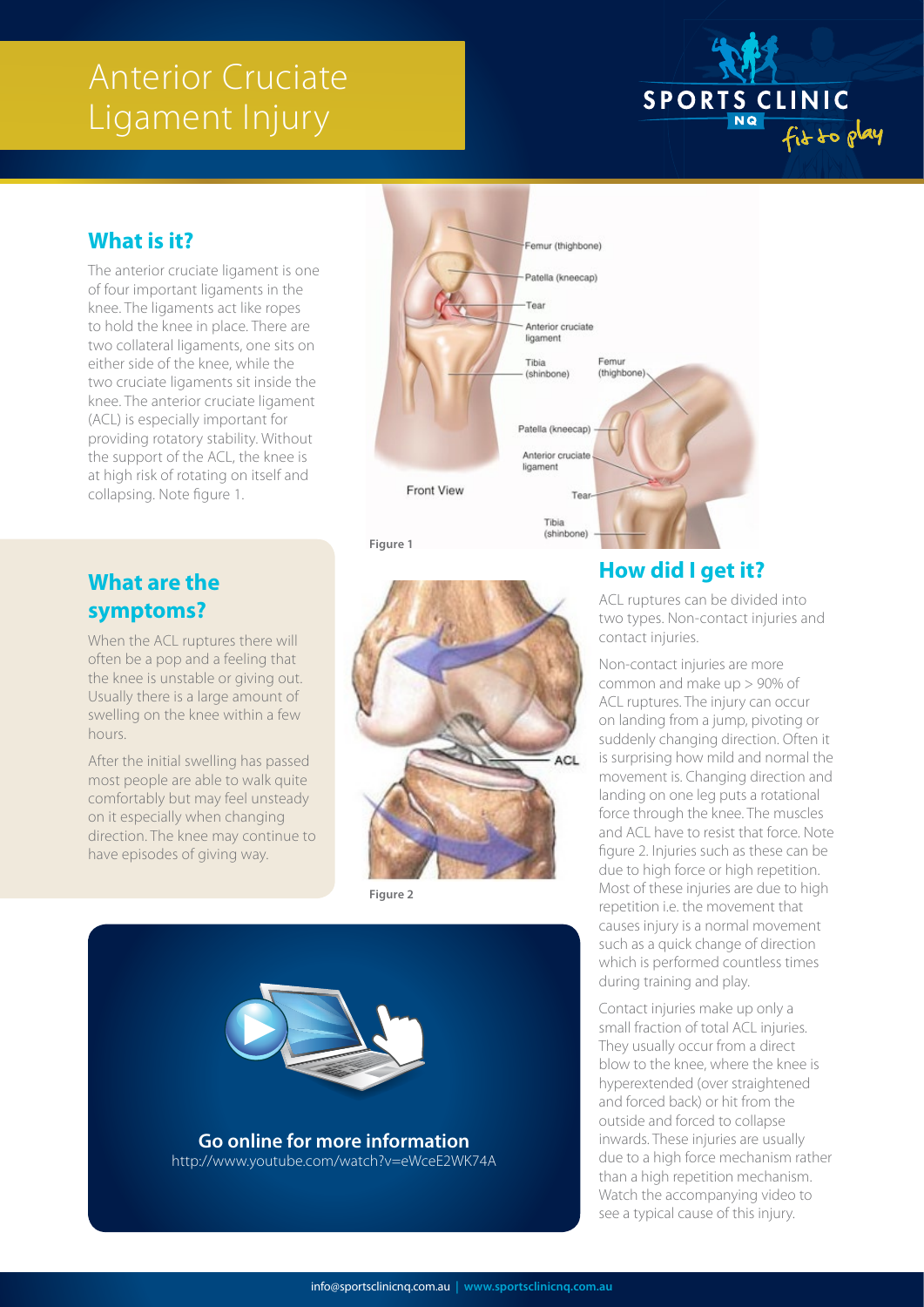# Anterior Cruciate Ligament Injury

## What is it?

The anterior cruciate ligament is one of four important ligaments in the knee. The ligaments act like ropes to hold the knee in place. There are two collateral ligaments, one sits on either side of the knee, while the two cruciate ligaments sit inside the knee. The anterior cruciate ligament (ACL) is especially important for providing rotatory stability. Without the support of the ACL, the knee is at high risk of rotating on itself and collapsing. Note figure 1.

Figure 1

## What are the symptoms?

When the ACL ruptures there will often be a pop and a feeling that the knee is unstable or giving out. Usually there is a large amount of swelling on the knee within a few hours.

After the initial swelling has passed most people are able to walk quite comfortably but may feel unsteady on it especially when changing direction. The knee may continue to have episodes of giving way.

Figure 2

## How did I get it?

ACL ruptures can be divided into two types. Non-contact injuries and contact injuries.

Non-contact injuries are more common and make up > 90% of ACL ruptures. The injury can occur on landing from a jump, pivoting or suddenly changing direction. Often it is surprising how mild and normal the movement is. Changing direction and landing on one leg puts a rotational force through the knee. The muscles and ACL have to resist that force. Note figure 2. Injuries such as these can be due to high force or high repetition. Most of these injuries are due to high repetition i.e. the movement that causes injury is a normal movement such as a quick change of direction which is performed countless times during training and play.

Contact injuries make up only a small fraction of total ACL injuries. They usually occur from a direct blow to the knee, where the knee is hyperextended (over straightened and forced back) or hit from the outside and forced to collapse inwards. These injuries are usually due to a high force mechanism rather than a high repetition mechanism. Watch the accompanying video to see a typical cause of this injury.

**Go online for more information**
http://www.youtube.com/watch?v=eWceE2WK74A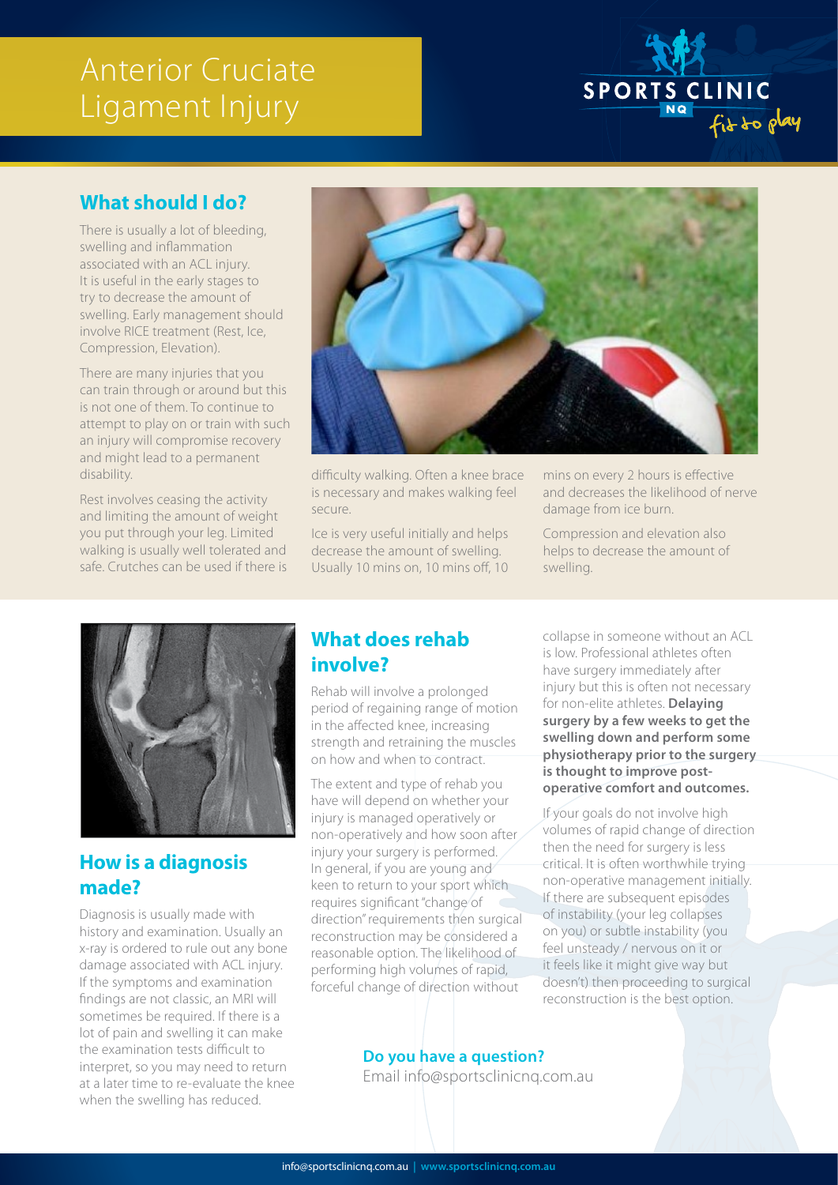# Anterior Cruciate Ligament Injury

## What should I do?

There is usually a lot of bleeding, swelling and inflammation associated with an ACL injury. It is useful in the early stages to try to decrease the amount of swelling. Early management should involve RICE treatment (Rest, Ice, Compression, Elevation).

There are many injuries that you can train through or around but this is not one of them. To continue to attempt to play on or train with such an injury will compromise recovery and might lead to a permanent disability.

Rest involves ceasing the activity and limiting the amount of weight you put through your leg. Limited walking is usually well tolerated and safe. Crutches can be used if there is difficulty walking. Often a knee brace is necessary and makes walking feel secure.

Ice is very useful initially and helps decrease the amount of swelling. Usually 10 mins on, 10 mins off, 10 mins on every 2 hours is effective and decreases the likelihood of nerve damage from ice burn.

Compression and elevation also helps to decrease the amount of swelling.

## How is a diagnosis made?

Diagnosis is usually made with history and examination. Usually an x-ray is ordered to rule out any bone damage associated with ACL injury. If the symptoms and examination findings are not classic, an MRI will sometimes be required. If there is a lot of pain and swelling it can make the examination tests difficult to interpret, so you may need to return at a later time to re-evaluate the knee when the swelling has reduced.

## What does rehab involve?

Rehab will involve a prolonged period of regaining range of motion in the affected knee, increasing strength and retraining the muscles on how and when to contract.

The extent and type of rehab you have will depend on whether your injury is managed operatively or non-operatively and how soon after injury your surgery is performed. In general, if you are young and keen to return to your sport which requires significant "change of direction" requirements then surgical reconstruction may be considered a reasonable option. The likelihood of performing high volumes of rapid, forceful change of direction without collapse in someone without an ACL is low. Professional athletes often have surgery immediately after injury but this is often not necessary for non-elite athletes. **Delaying surgery by a few weeks to get the swelling down and perform some physiotherapy prior to the surgery is thought to improve post-operative comfort and outcomes.**

If your goals do not involve high volumes of rapid change of direction then the need for surgery is less critical. It is often worthwhile trying non-operative management initially. If there are subsequent episodes of instability (your leg collapses on you) or subtle instability (you feel unsteady / nervous on it or it feels like it might give way but doesn't) then proceeding to surgical reconstruction is the best option.

**Do you have a question?**
Email info@sportsclinicnq.com.au

info@sportsclinicnq.com.au | www.sportsclinicnq.com.au